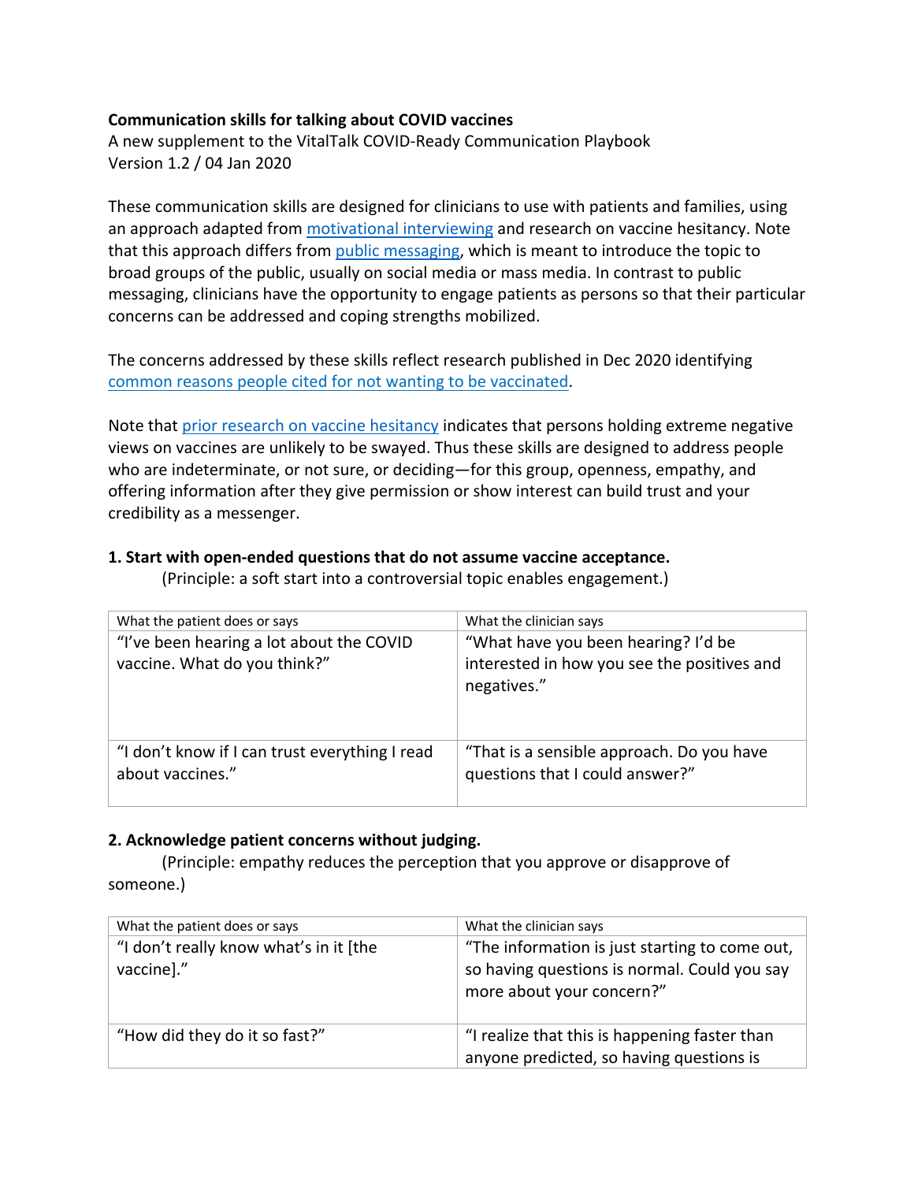**Communication skills for talking about COVID vaccines**
A new supplement to the VitalTalk COVID-Ready Communication Playbook
Version 1.2 / 04 Jan 2020

These communication skills are designed for clinicians to use with patients and families, using an approach adapted from motivational interviewing and research on vaccine hesitancy. Note that this approach differs from public messaging, which is meant to introduce the topic to broad groups of the public, usually on social media or mass media. In contrast to public messaging, clinicians have the opportunity to engage patients as persons so that their particular concerns can be addressed and coping strengths mobilized.

The concerns addressed by these skills reflect research published in Dec 2020 identifying common reasons people cited for not wanting to be vaccinated.

Note that prior research on vaccine hesitancy indicates that persons holding extreme negative views on vaccines are unlikely to be swayed. Thus these skills are designed to address people who are indeterminate, or not sure, or deciding—for this group, openness, empathy, and offering information after they give permission or show interest can build trust and your credibility as a messenger.

**1. Start with open-ended questions that do not assume vaccine acceptance.**
(Principle: a soft start into a controversial topic enables engagement.)

| What the patient does or says | What the clinician says |
|---|---|
| "I've been hearing a lot about the COVID vaccine. What do you think?" | "What have you been hearing? I'd be interested in how you see the positives and negatives." |
| "I don't know if I can trust everything I read about vaccines." | "That is a sensible approach. Do you have questions that I could answer?" |

**2. Acknowledge patient concerns without judging.**
(Principle: empathy reduces the perception that you approve or disapprove of someone.)

| What the patient does or says | What the clinician says |
|---|---|
| "I don't really know what's in it [the vaccine]." | "The information is just starting to come out, so having questions is normal. Could you say more about your concern?" |
| "How did they do it so fast?" | "I realize that this is happening faster than anyone predicted, so having questions is |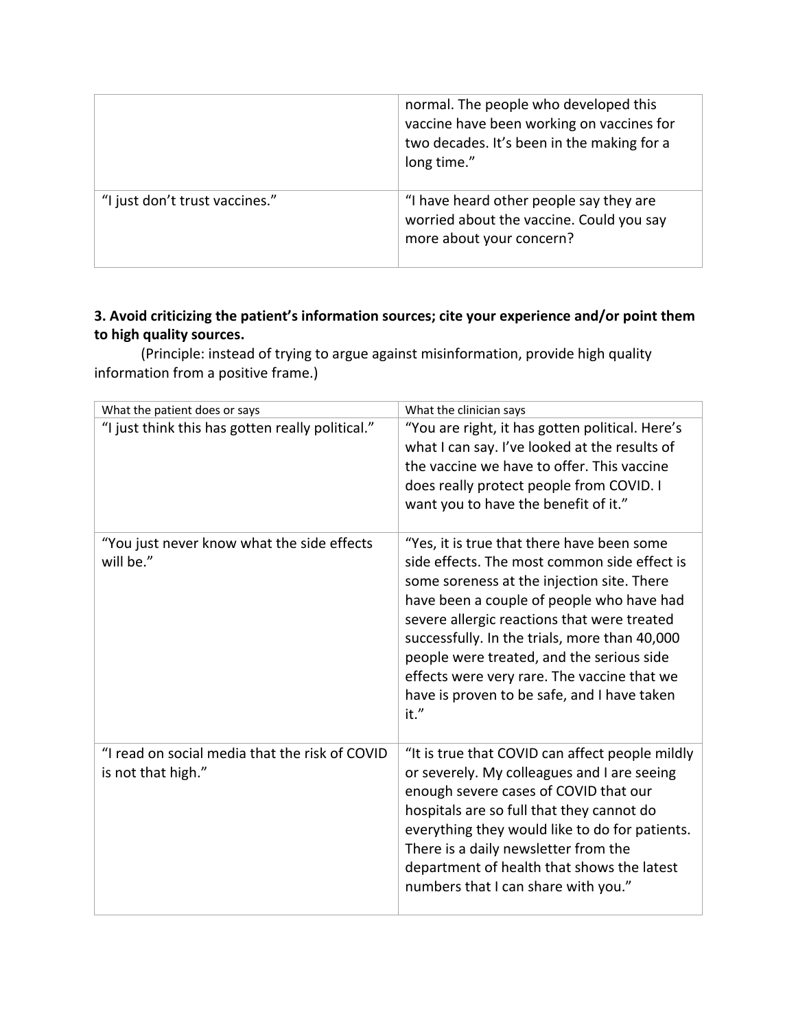| | |
|---|---|
| | normal. The people who developed this vaccine have been working on vaccines for two decades. It's been in the making for a long time." |
| "I just don't trust vaccines." | "I have heard other people say they are worried about the vaccine. Could you say more about your concern? |

**3. Avoid criticizing the patient's information sources; cite your experience and/or point them to high quality sources.**

(Principle: instead of trying to argue against misinformation, provide high quality information from a positive frame.)

| What the patient does or says | What the clinician says |
|---|---|
| "I just think this has gotten really political." | "You are right, it has gotten political. Here's what I can say. I've looked at the results of the vaccine we have to offer. This vaccine does really protect people from COVID. I want you to have the benefit of it." |
| "You just never know what the side effects will be." | "Yes, it is true that there have been some side effects. The most common side effect is some soreness at the injection site. There have been a couple of people who have had severe allergic reactions that were treated successfully. In the trials, more than 40,000 people were treated, and the serious side effects were very rare. The vaccine that we have is proven to be safe, and I have taken it." |
| "I read on social media that the risk of COVID is not that high." | "It is true that COVID can affect people mildly or severely. My colleagues and I are seeing enough severe cases of COVID that our hospitals are so full that they cannot do everything they would like to do for patients. There is a daily newsletter from the department of health that shows the latest numbers that I can share with you." |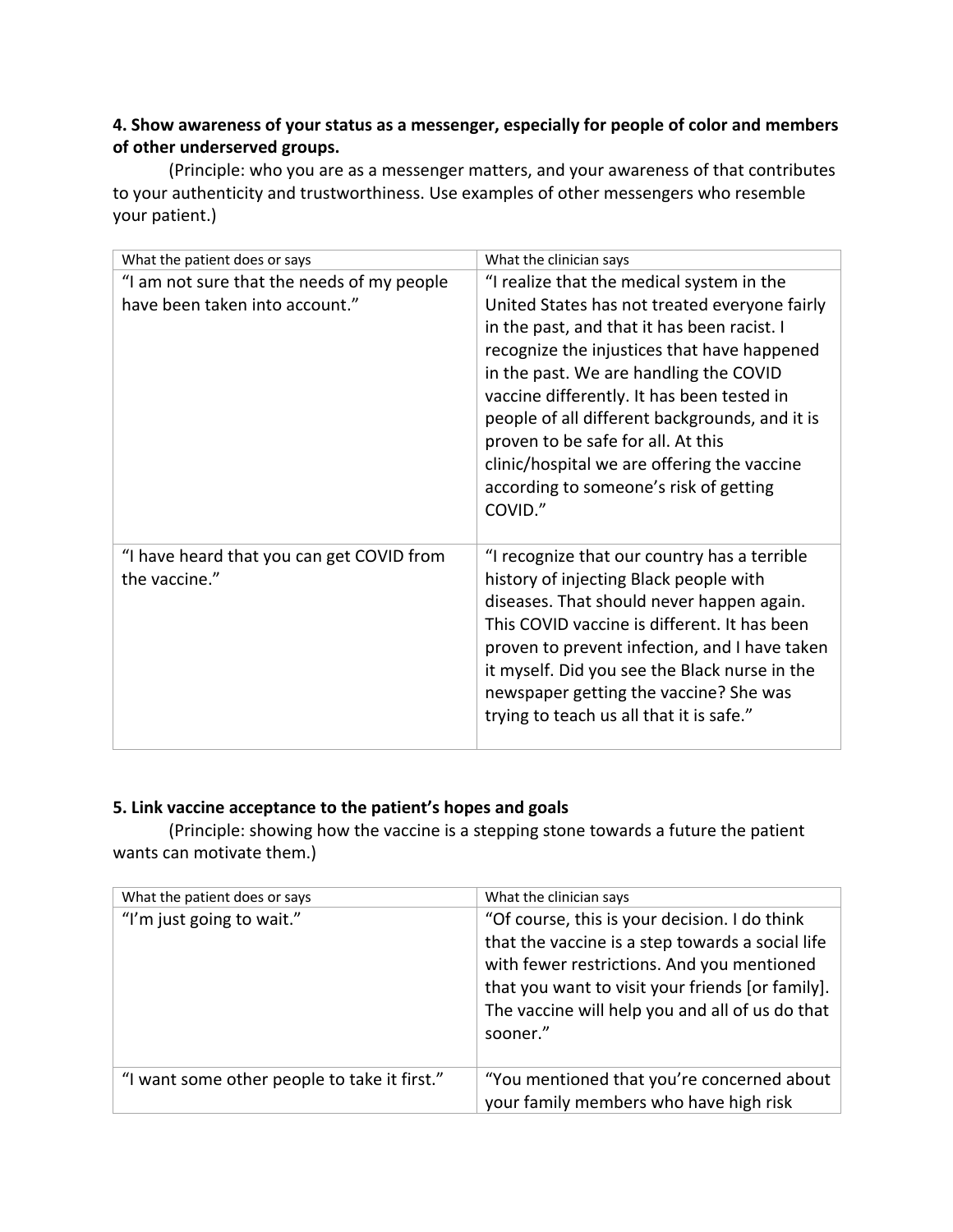**4. Show awareness of your status as a messenger, especially for people of color and members of other underserved groups.**

(Principle: who you are as a messenger matters, and your awareness of that contributes to your authenticity and trustworthiness. Use examples of other messengers who resemble your patient.)

| What the patient does or says | What the clinician says |
|---|---|
| "I am not sure that the needs of my people have been taken into account." | "I realize that the medical system in the United States has not treated everyone fairly in the past, and that it has been racist. I recognize the injustices that have happened in the past. We are handling the COVID vaccine differently. It has been tested in people of all different backgrounds, and it is proven to be safe for all. At this clinic/hospital we are offering the vaccine according to someone's risk of getting COVID." |
| "I have heard that you can get COVID from the vaccine." | "I recognize that our country has a terrible history of injecting Black people with diseases. That should never happen again. This COVID vaccine is different. It has been proven to prevent infection, and I have taken it myself. Did you see the Black nurse in the newspaper getting the vaccine? She was trying to teach us all that it is safe." |

**5. Link vaccine acceptance to the patient's hopes and goals**

(Principle: showing how the vaccine is a stepping stone towards a future the patient wants can motivate them.)

| What the patient does or says | What the clinician says |
|---|---|
| "I'm just going to wait." | "Of course, this is your decision. I do think that the vaccine is a step towards a social life with fewer restrictions. And you mentioned that you want to visit your friends [or family]. The vaccine will help you and all of us do that sooner." |
| "I want some other people to take it first." | "You mentioned that you're concerned about your family members who have high risk |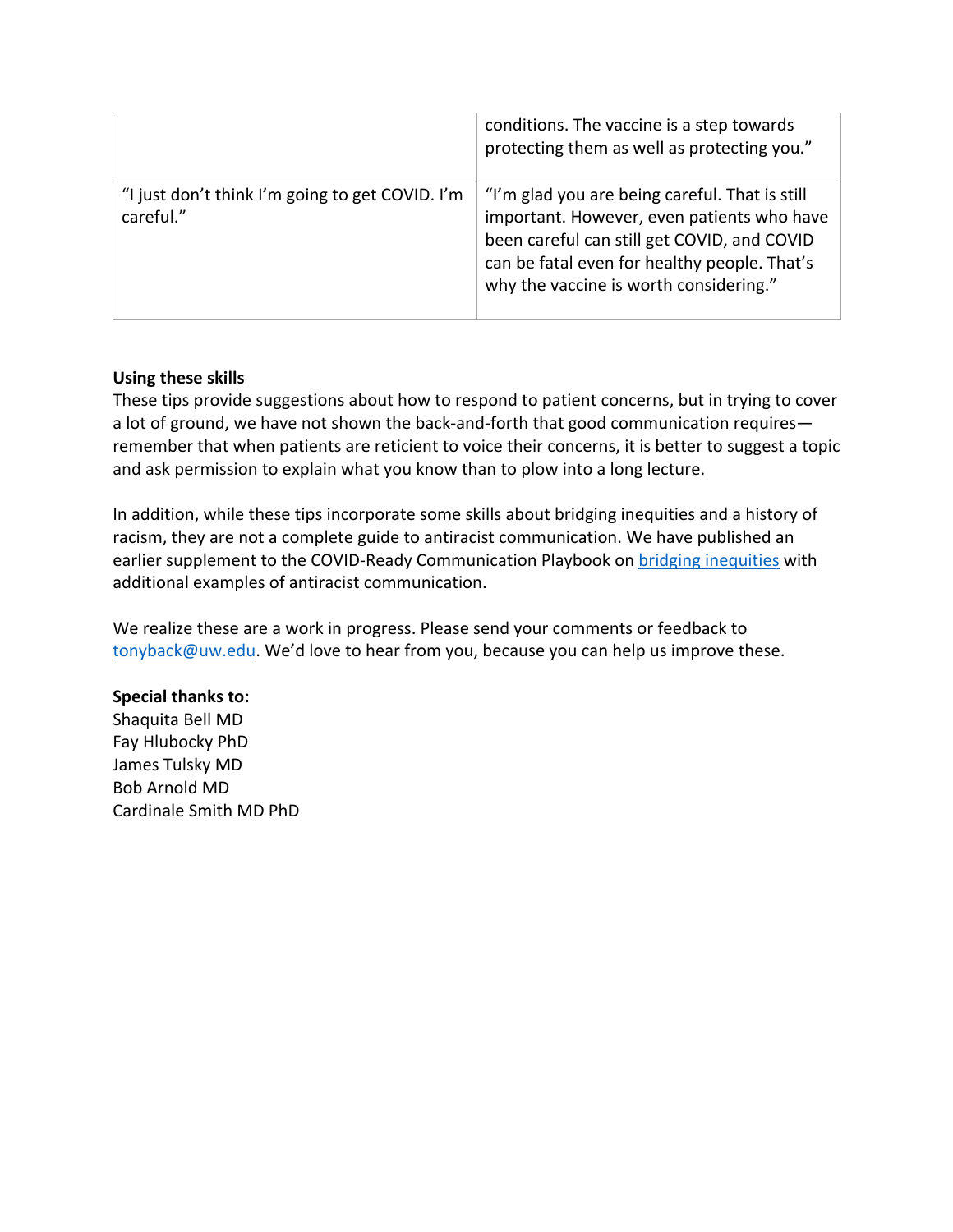| | |
|---|---|
| | conditions. The vaccine is a step towards protecting them as well as protecting you." |
| "I just don't think I'm going to get COVID. I'm careful." | "I'm glad you are being careful. That is still important. However, even patients who have been careful can still get COVID, and COVID can be fatal even for healthy people. That's why the vaccine is worth considering." |

**Using these skills**

These tips provide suggestions about how to respond to patient concerns, but in trying to cover a lot of ground, we have not shown the back-and-forth that good communication requires—remember that when patients are reticient to voice their concerns, it is better to suggest a topic and ask permission to explain what you know than to plow into a long lecture.

In addition, while these tips incorporate some skills about bridging inequities and a history of racism, they are not a complete guide to antiracist communication. We have published an earlier supplement to the COVID-Ready Communication Playbook on bridging inequities with additional examples of antiracist communication.

We realize these are a work in progress. Please send your comments or feedback to tonyback@uw.edu. We'd love to hear from you, because you can help us improve these.

**Special thanks to:**

Shaquita Bell MD
Fay Hlubocky PhD
James Tulsky MD
Bob Arnold MD
Cardinale Smith MD PhD